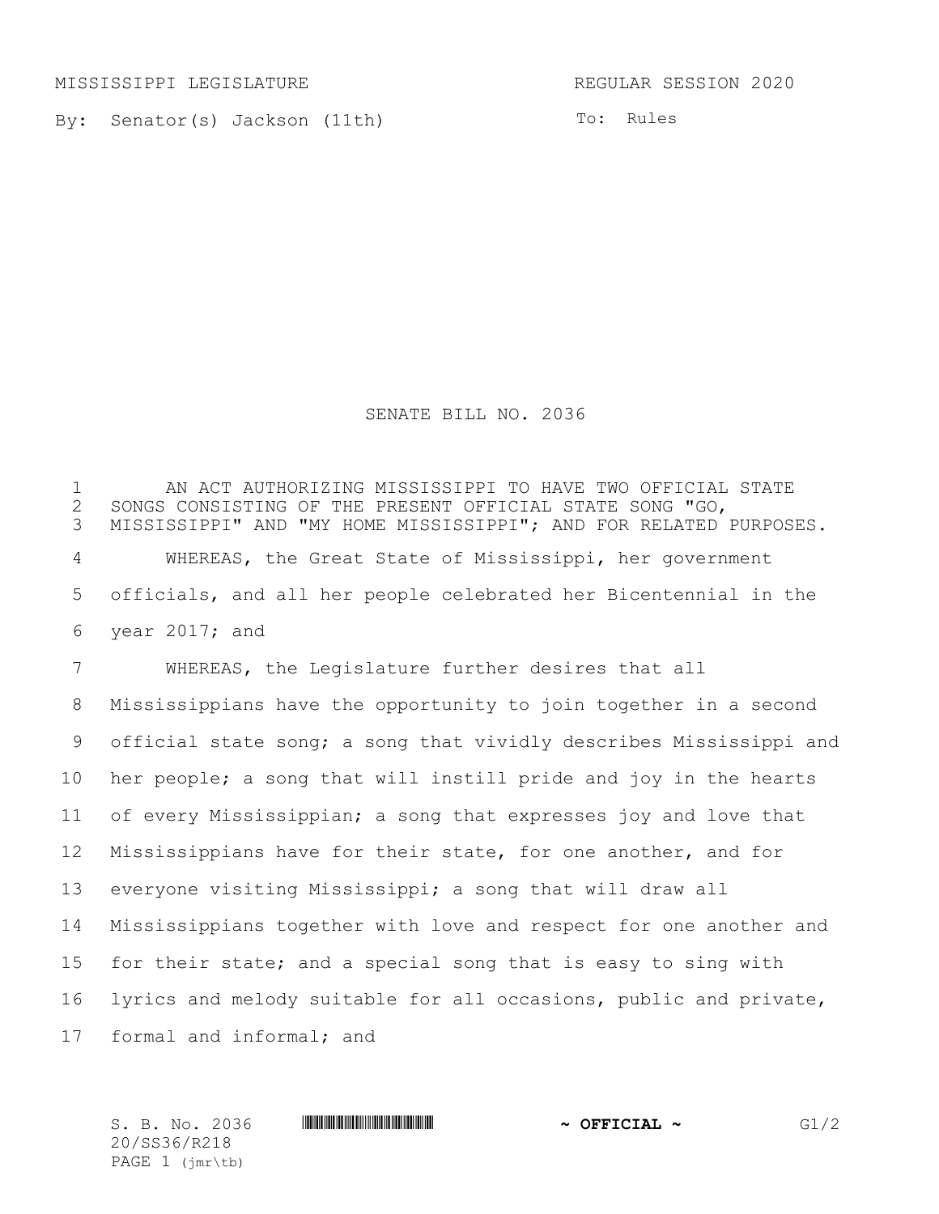MISSISSIPPI LEGISLATURE REGULAR SESSION 2020

By: Senator(s) Jackson (11th)

To: Rules

# SENATE BILL NO. 2036

AN ACT AUTHORIZING MISSISSIPPI TO HAVE TWO OFFICIAL STATE SONGS CONSISTING OF THE PRESENT OFFICIAL STATE SONG "GO, MISSISSIPPI" AND "MY HOME MISSISSIPPI"; AND FOR RELATED PURPOSES.

WHEREAS, the Great State of Mississippi, her government officials, and all her people celebrated her Bicentennial in the year 2017; and

WHEREAS, the Legislature further desires that all Mississippians have the opportunity to join together in a second official state song; a song that vividly describes Mississippi and her people; a song that will instill pride and joy in the hearts of every Mississippian; a song that expresses joy and love that Mississippians have for their state, for one another, and for everyone visiting Mississippi; a song that will draw all Mississippians together with love and respect for one another and for their state; and a special song that is easy to sing with lyrics and melody suitable for all occasions, public and private, formal and informal; and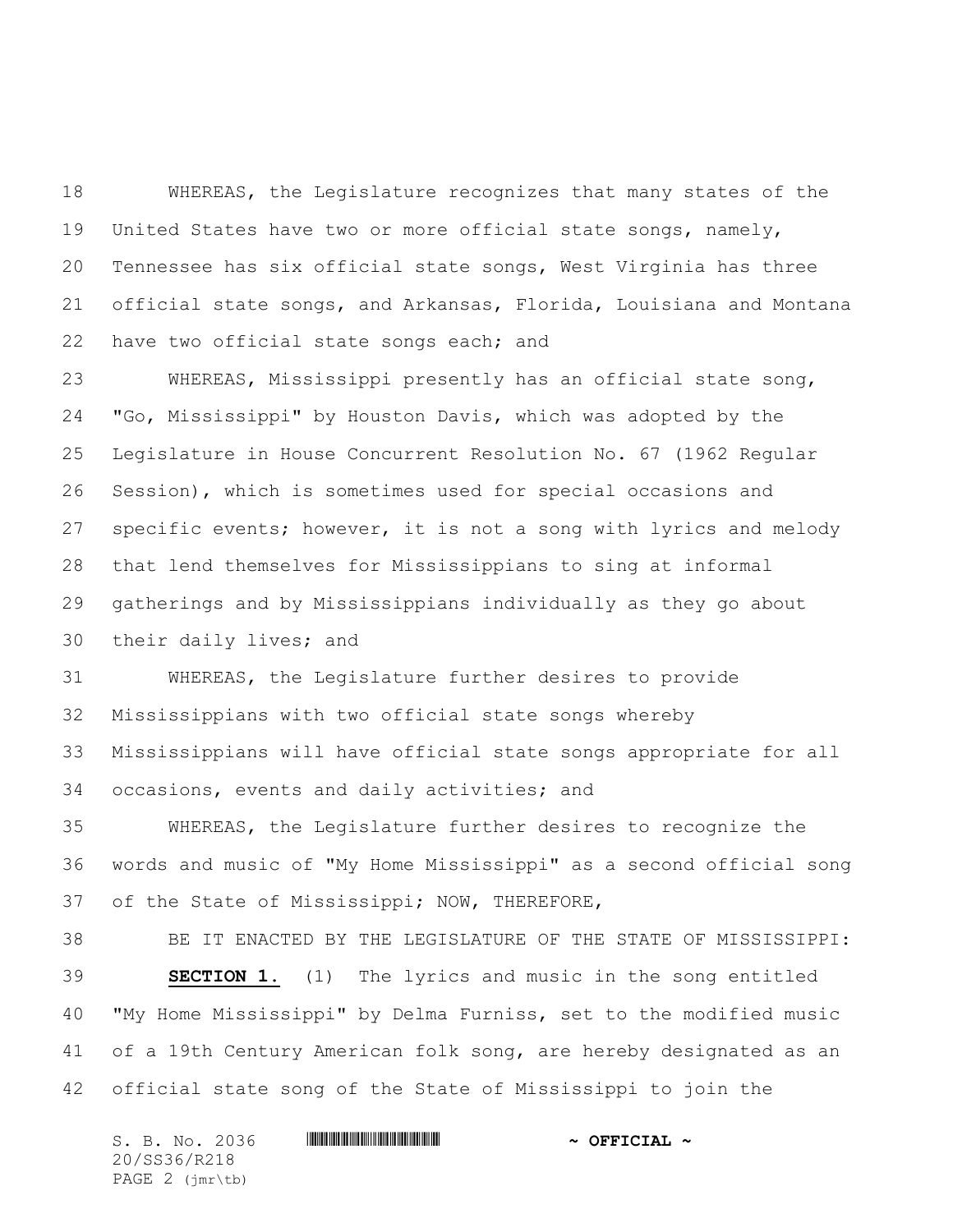WHEREAS, the Legislature recognizes that many states of the United States have two or more official state songs, namely, Tennessee has six official state songs, West Virginia has three official state songs, and Arkansas, Florida, Louisiana and Montana have two official state songs each; and

WHEREAS, Mississippi presently has an official state song, "Go, Mississippi" by Houston Davis, which was adopted by the Legislature in House Concurrent Resolution No. 67 (1962 Regular Session), which is sometimes used for special occasions and specific events; however, it is not a song with lyrics and melody that lend themselves for Mississippians to sing at informal gatherings and by Mississippians individually as they go about their daily lives; and

WHEREAS, the Legislature further desires to provide Mississippians with two official state songs whereby Mississippians will have official state songs appropriate for all occasions, events and daily activities; and

WHEREAS, the Legislature further desires to recognize the words and music of "My Home Mississippi" as a second official song of the State of Mississippi; NOW, THEREFORE,

BE IT ENACTED BY THE LEGISLATURE OF THE STATE OF MISSISSIPPI:

**SECTION 1.** (1) The lyrics and music in the song entitled "My Home Mississippi" by Delma Furniss, set to the modified music of a 19th Century American folk song, are hereby designated as an official state song of the State of Mississippi to join the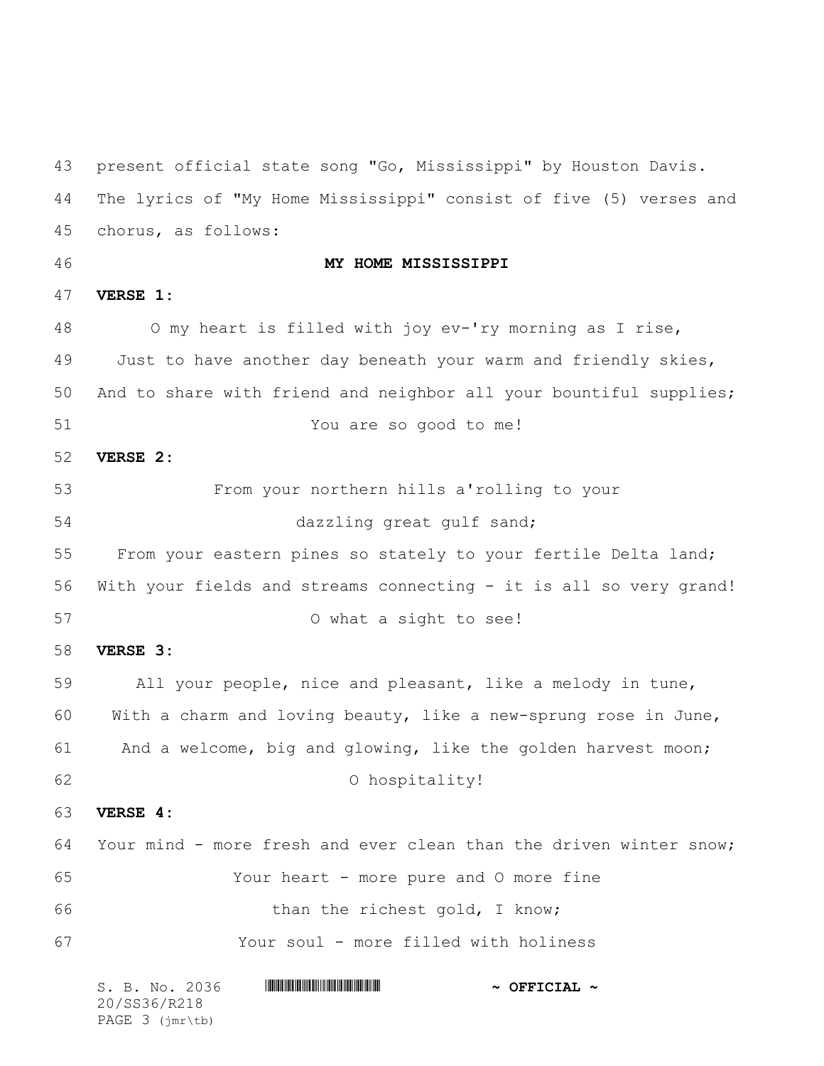present official state song "Go, Mississippi" by Houston Davis. The lyrics of "My Home Mississippi" consist of five (5) verses and chorus, as follows:

**MY HOME MISSISSIPPI**

**VERSE 1:**

O my heart is filled with joy ev-'ry morning as I rise,
Just to have another day beneath your warm and friendly skies,
And to share with friend and neighbor all your bountiful supplies;
You are so good to me!

**VERSE 2:**

From your northern hills a'rolling to your
dazzling great gulf sand;
From your eastern pines so stately to your fertile Delta land;
With your fields and streams connecting - it is all so very grand!
O what a sight to see!

**VERSE 3:**

All your people, nice and pleasant, like a melody in tune,
With a charm and loving beauty, like a new-sprung rose in June,
And a welcome, big and glowing, like the golden harvest moon;
O hospitality!

**VERSE 4:**

Your mind - more fresh and ever clean than the driven winter snow;
Your heart - more pure and O more fine
than the richest gold, I know;
Your soul - more filled with holiness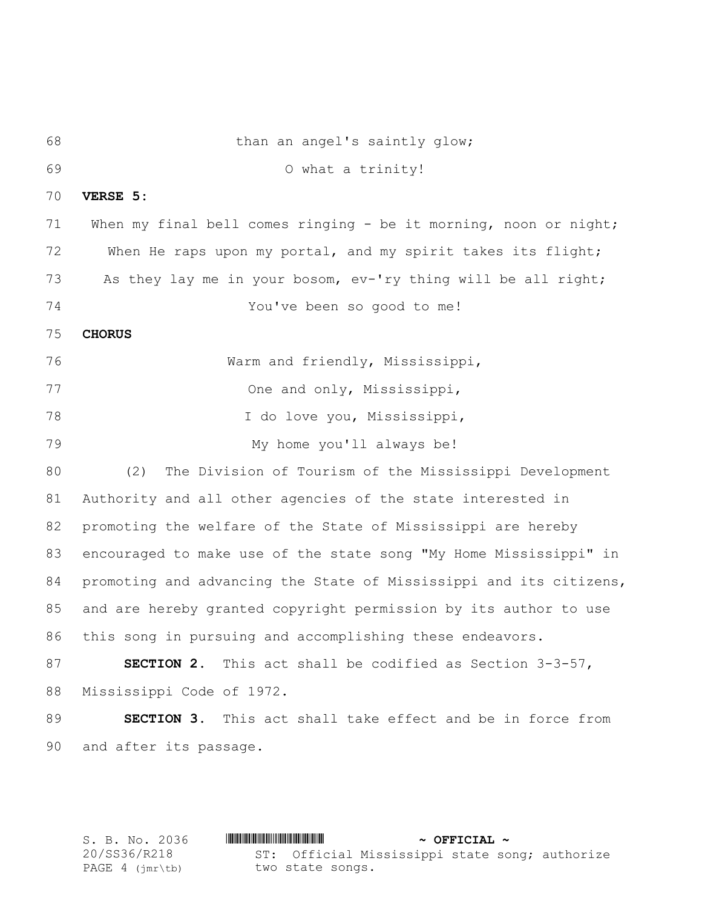than an angel's saintly glow;

O what a trinity!

**VERSE 5:**

When my final bell comes ringing - be it morning, noon or night;
When He raps upon my portal, and my spirit takes its flight;
As they lay me in your bosom, ev-'ry thing will be all right;
You've been so good to me!

**CHORUS**

Warm and friendly, Mississippi,
One and only, Mississippi,
I do love you, Mississippi,
My home you'll always be!

(2) The Division of Tourism of the Mississippi Development Authority and all other agencies of the state interested in promoting the welfare of the State of Mississippi are hereby encouraged to make use of the state song "My Home Mississippi" in promoting and advancing the State of Mississippi and its citizens, and are hereby granted copyright permission by its author to use this song in pursuing and accomplishing these endeavors.

**SECTION 2.** This act shall be codified as Section 3-3-57, Mississippi Code of 1972.

**SECTION 3.** This act shall take effect and be in force from and after its passage.